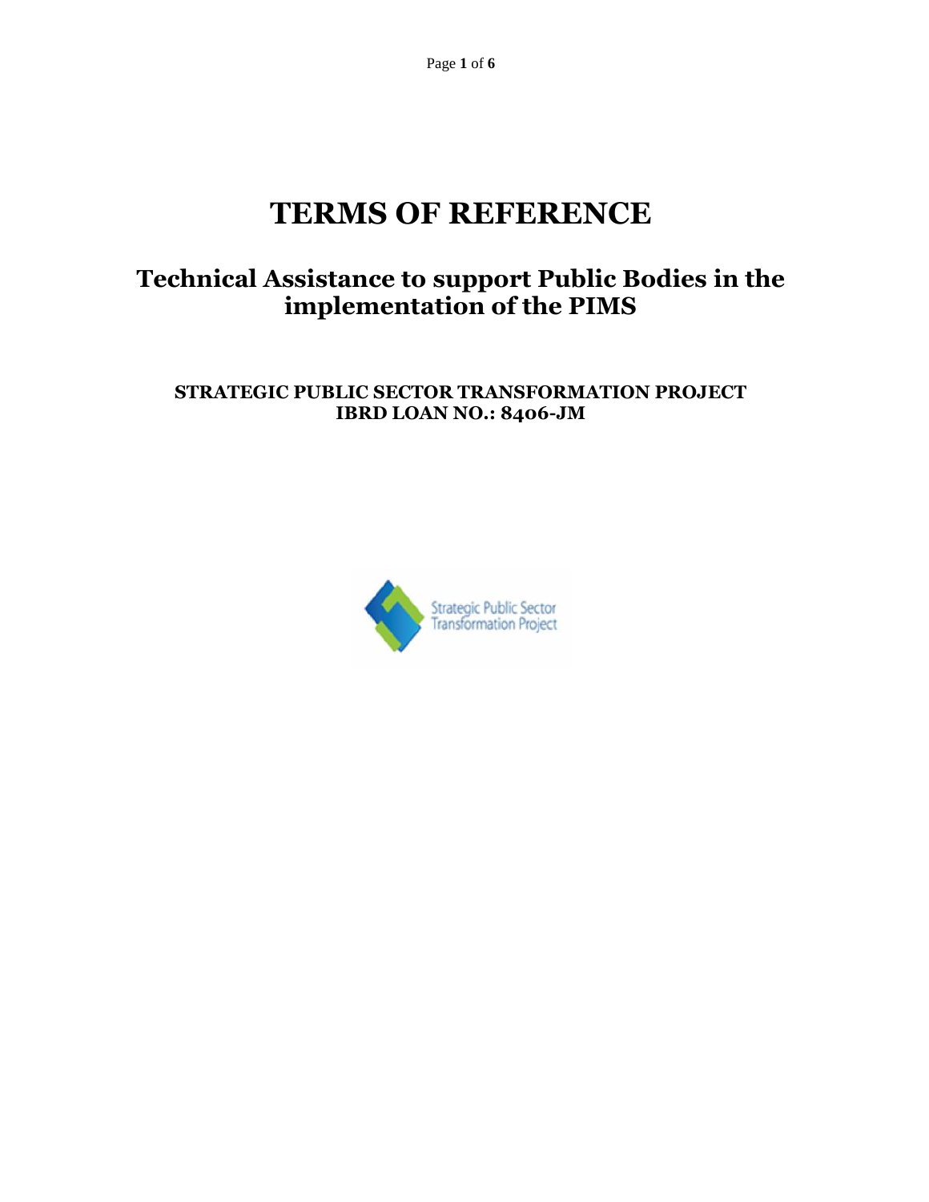# TERMS OF REFERENCE

## Technical Assistance to support Public Bodies in the implementation of the PIMS

**STRATEGIC PUBLIC SECTOR TRANSFORMATION PROJECT**
**IBRD LOAN NO.: 8406-JM**

Strategic Public Sector Transformation Project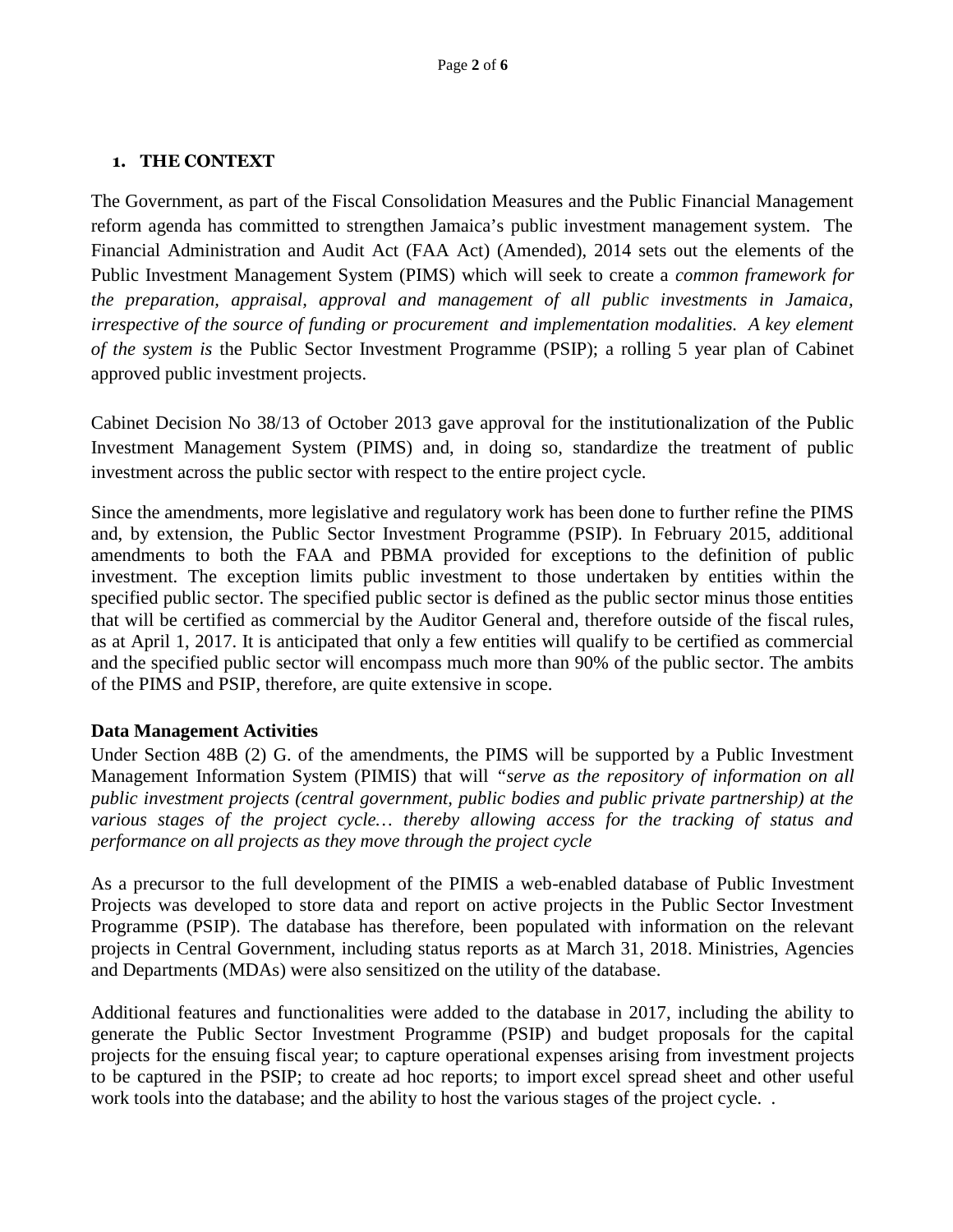## 1. THE CONTEXT

The Government, as part of the Fiscal Consolidation Measures and the Public Financial Management reform agenda has committed to strengthen Jamaica's public investment management system. The Financial Administration and Audit Act (FAA Act) (Amended), 2014 sets out the elements of the Public Investment Management System (PIMS) which will seek to create a *common framework for the preparation, appraisal, approval and management of all public investments in Jamaica, irrespective of the source of funding or procurement and implementation modalities. A key element of the system is* the Public Sector Investment Programme (PSIP); a rolling 5 year plan of Cabinet approved public investment projects.

Cabinet Decision No 38/13 of October 2013 gave approval for the institutionalization of the Public Investment Management System (PIMS) and, in doing so, standardize the treatment of public investment across the public sector with respect to the entire project cycle.

Since the amendments, more legislative and regulatory work has been done to further refine the PIMS and, by extension, the Public Sector Investment Programme (PSIP). In February 2015, additional amendments to both the FAA and PBMA provided for exceptions to the definition of public investment. The exception limits public investment to those undertaken by entities within the specified public sector. The specified public sector is defined as the public sector minus those entities that will be certified as commercial by the Auditor General and, therefore outside of the fiscal rules, as at April 1, 2017. It is anticipated that only a few entities will qualify to be certified as commercial and the specified public sector will encompass much more than 90% of the public sector. The ambits of the PIMS and PSIP, therefore, are quite extensive in scope.

**Data Management Activities**

Under Section 48B (2) G. of the amendments, the PIMS will be supported by a Public Investment Management Information System (PIMIS) that will *"serve as the repository of information on all public investment projects (central government, public bodies and public private partnership) at the various stages of the project cycle… thereby allowing access for the tracking of status and performance on all projects as they move through the project cycle*

As a precursor to the full development of the PIMIS a web-enabled database of Public Investment Projects was developed to store data and report on active projects in the Public Sector Investment Programme (PSIP). The database has therefore, been populated with information on the relevant projects in Central Government, including status reports as at March 31, 2018. Ministries, Agencies and Departments (MDAs) were also sensitized on the utility of the database.

Additional features and functionalities were added to the database in 2017, including the ability to generate the Public Sector Investment Programme (PSIP) and budget proposals for the capital projects for the ensuing fiscal year; to capture operational expenses arising from investment projects to be captured in the PSIP; to create ad hoc reports; to import excel spread sheet and other useful work tools into the database; and the ability to host the various stages of the project cycle. .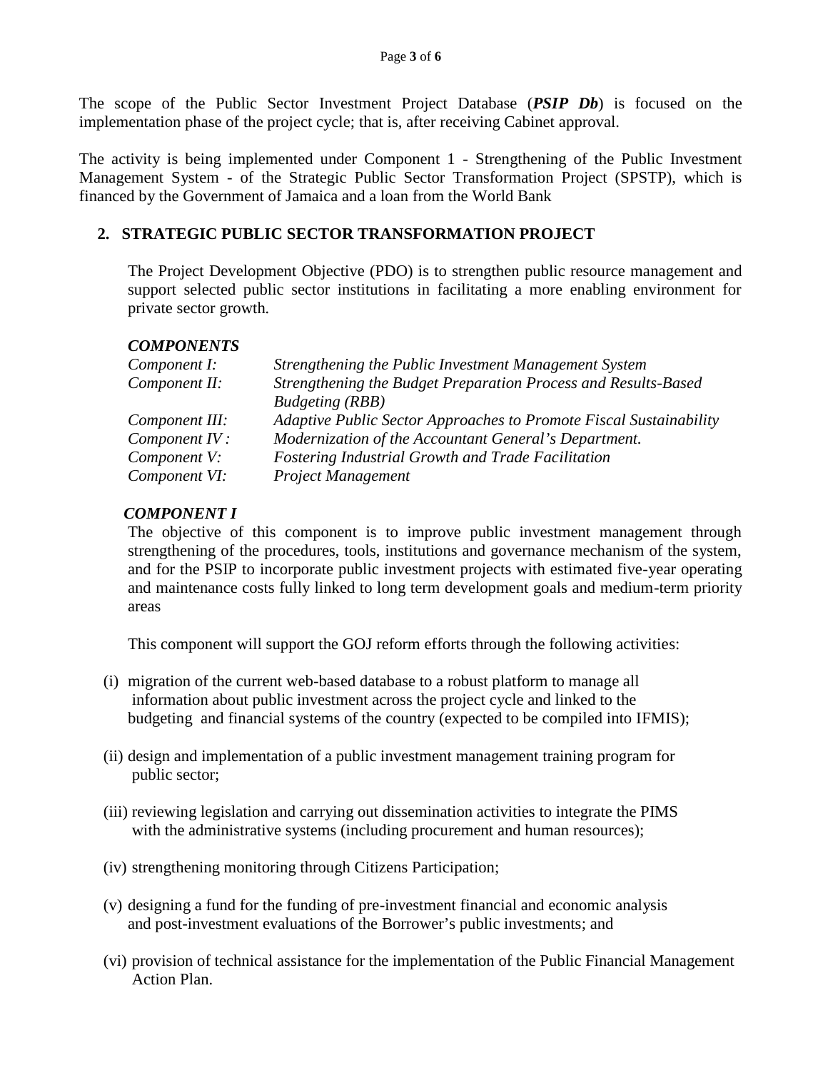The scope of the Public Sector Investment Project Database (***PSIP Db***) is focused on the implementation phase of the project cycle; that is, after receiving Cabinet approval.

The activity is being implemented under Component 1 - Strengthening of the Public Investment Management System - of the Strategic Public Sector Transformation Project (SPSTP), which is financed by the Government of Jamaica and a loan from the World Bank

## 2. STRATEGIC PUBLIC SECTOR TRANSFORMATION PROJECT

The Project Development Objective (PDO) is to strengthen public resource management and support selected public sector institutions in facilitating a more enabling environment for private sector growth.

***COMPONENTS***

| | |
|---|---|
| *Component I:* | *Strengthening the Public Investment Management System* |
| *Component II:* | *Strengthening the Budget Preparation Process and Results-Based Budgeting (RBB)* |
| *Component III:* | *Adaptive Public Sector Approaches to Promote Fiscal Sustainability* |
| *Component IV :* | *Modernization of the Accountant General's Department.* |
| *Component V:* | *Fostering Industrial Growth and Trade Facilitation* |
| *Component VI:* | *Project Management* |

***COMPONENT I***

The objective of this component is to improve public investment management through strengthening of the procedures, tools, institutions and governance mechanism of the system, and for the PSIP to incorporate public investment projects with estimated five-year operating and maintenance costs fully linked to long term development goals and medium-term priority areas

This component will support the GOJ reform efforts through the following activities:

(i) migration of the current web-based database to a robust platform to manage all information about public investment across the project cycle and linked to the budgeting and financial systems of the country (expected to be compiled into IFMIS);

(ii) design and implementation of a public investment management training program for public sector;

(iii) reviewing legislation and carrying out dissemination activities to integrate the PIMS with the administrative systems (including procurement and human resources);

(iv) strengthening monitoring through Citizens Participation;

(v) designing a fund for the funding of pre-investment financial and economic analysis and post-investment evaluations of the Borrower's public investments; and

(vi) provision of technical assistance for the implementation of the Public Financial Management Action Plan.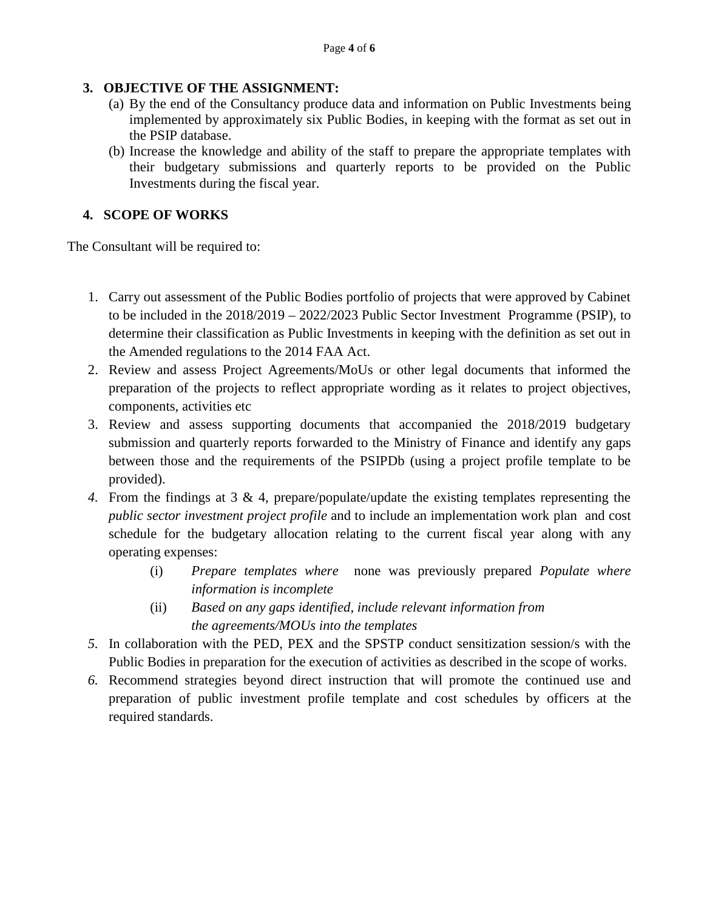## 3. OBJECTIVE OF THE ASSIGNMENT:

(a) By the end of the Consultancy produce data and information on Public Investments being implemented by approximately six Public Bodies, in keeping with the format as set out in the PSIP database.

(b) Increase the knowledge and ability of the staff to prepare the appropriate templates with their budgetary submissions and quarterly reports to be provided on the Public Investments during the fiscal year.

## 4. SCOPE OF WORKS

The Consultant will be required to:

1. Carry out assessment of the Public Bodies portfolio of projects that were approved by Cabinet to be included in the 2018/2019 – 2022/2023 Public Sector Investment Programme (PSIP), to determine their classification as Public Investments in keeping with the definition as set out in the Amended regulations to the 2014 FAA Act.
2. Review and assess Project Agreements/MoUs or other legal documents that informed the preparation of the projects to reflect appropriate wording as it relates to project objectives, components, activities etc
3. Review and assess supporting documents that accompanied the 2018/2019 budgetary submission and quarterly reports forwarded to the Ministry of Finance and identify any gaps between those and the requirements of the PSIPDb (using a project profile template to be provided).
4. From the findings at 3 & 4, prepare/populate/update the existing templates representing the *public sector investment project profile* and to include an implementation work plan and cost schedule for the budgetary allocation relating to the current fiscal year along with any operating expenses:
   - (i) *Prepare templates where* none was previously prepared *Populate where information is incomplete*
   - (ii) *Based on any gaps identified, include relevant information from the agreements/MOUs into the templates*
5. In collaboration with the PED, PEX and the SPSTP conduct sensitization session/s with the Public Bodies in preparation for the execution of activities as described in the scope of works.
6. Recommend strategies beyond direct instruction that will promote the continued use and preparation of public investment profile template and cost schedules by officers at the required standards.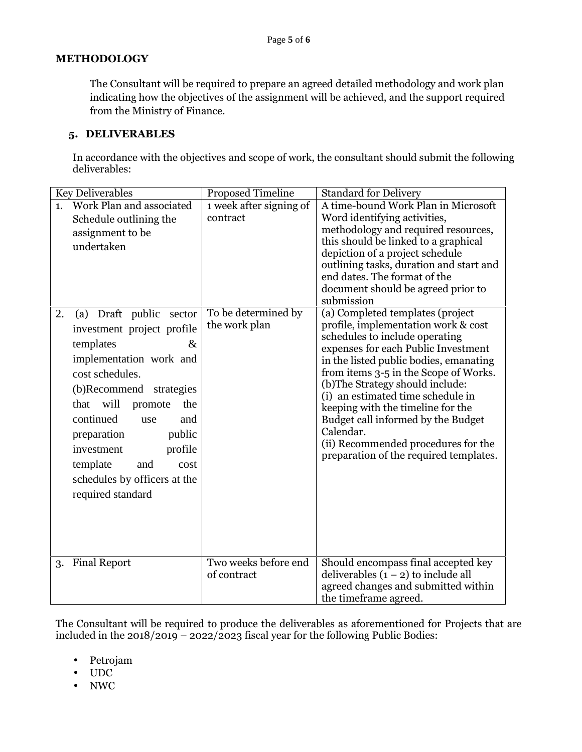**METHODOLOGY**

The Consultant will be required to prepare an agreed detailed methodology and work plan indicating how the objectives of the assignment will be achieved, and the support required from the Ministry of Finance.

## 5. DELIVERABLES

In accordance with the objectives and scope of work, the consultant should submit the following deliverables:

| Key Deliverables | Proposed Timeline | Standard for Delivery |
|---|---|---|
| 1. Work Plan and associated Schedule outlining the assignment to be undertaken | 1 week after signing of contract | A time-bound Work Plan in Microsoft Word identifying activities, methodology and required resources, this should be linked to a graphical depiction of a project schedule outlining tasks, duration and start and end dates. The format of the document should be agreed prior to submission |
| 2. (a) Draft public sector investment project profile templates & implementation work and cost schedules.<br>(b)Recommend strategies that will promote the continued use and preparation public investment profile template and cost schedules by officers at the required standard | To be determined by the work plan | (a) Completed templates (project profile, implementation work & cost schedules to include operating expenses for each Public Investment in the listed public bodies, emanating from items 3-5 in the Scope of Works.<br>(b)The Strategy should include:<br>(i) an estimated time schedule in keeping with the timeline for the Budget call informed by the Budget Calendar.<br>(ii) Recommended procedures for the preparation of the required templates. |
| 3. Final Report | Two weeks before end of contract | Should encompass final accepted key deliverables (1 – 2) to include all agreed changes and submitted within the timeframe agreed. |

The Consultant will be required to produce the deliverables as aforementioned for Projects that are included in the 2018/2019 – 2022/2023 fiscal year for the following Public Bodies:

- Petrojam
- UDC
- NWC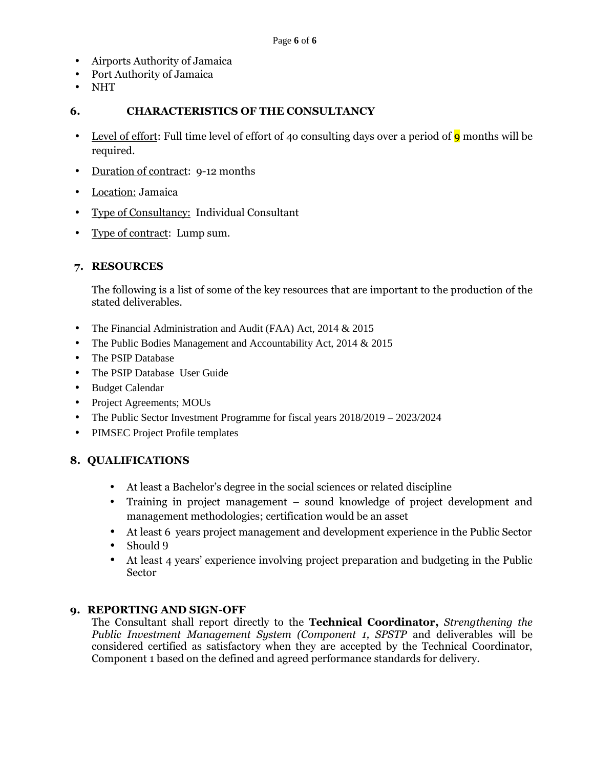- Airports Authority of Jamaica
- Port Authority of Jamaica
- NHT

## 6. CHARACTERISTICS OF THE CONSULTANCY

- Level of effort: Full time level of effort of 40 consulting days over a period of 9 months will be required.
- Duration of contract: 9-12 months
- Location: Jamaica
- Type of Consultancy: Individual Consultant
- Type of contract: Lump sum.

## 7. RESOURCES

The following is a list of some of the key resources that are important to the production of the stated deliverables.

- The Financial Administration and Audit (FAA) Act, 2014 & 2015
- The Public Bodies Management and Accountability Act, 2014 & 2015
- The PSIP Database
- The PSIP Database User Guide
- Budget Calendar
- Project Agreements; MOUs
- The Public Sector Investment Programme for fiscal years 2018/2019 – 2023/2024
- PIMSEC Project Profile templates

## 8. QUALIFICATIONS

- At least a Bachelor's degree in the social sciences or related discipline
- Training in project management – sound knowledge of project development and management methodologies; certification would be an asset
- At least 6 years project management and development experience in the Public Sector
- Should 9
- At least 4 years' experience involving project preparation and budgeting in the Public Sector

## 9. REPORTING AND SIGN-OFF

The Consultant shall report directly to the **Technical Coordinator,** *Strengthening the Public Investment Management System (Component 1, SPSTP* and deliverables will be considered certified as satisfactory when they are accepted by the Technical Coordinator, Component 1 based on the defined and agreed performance standards for delivery.